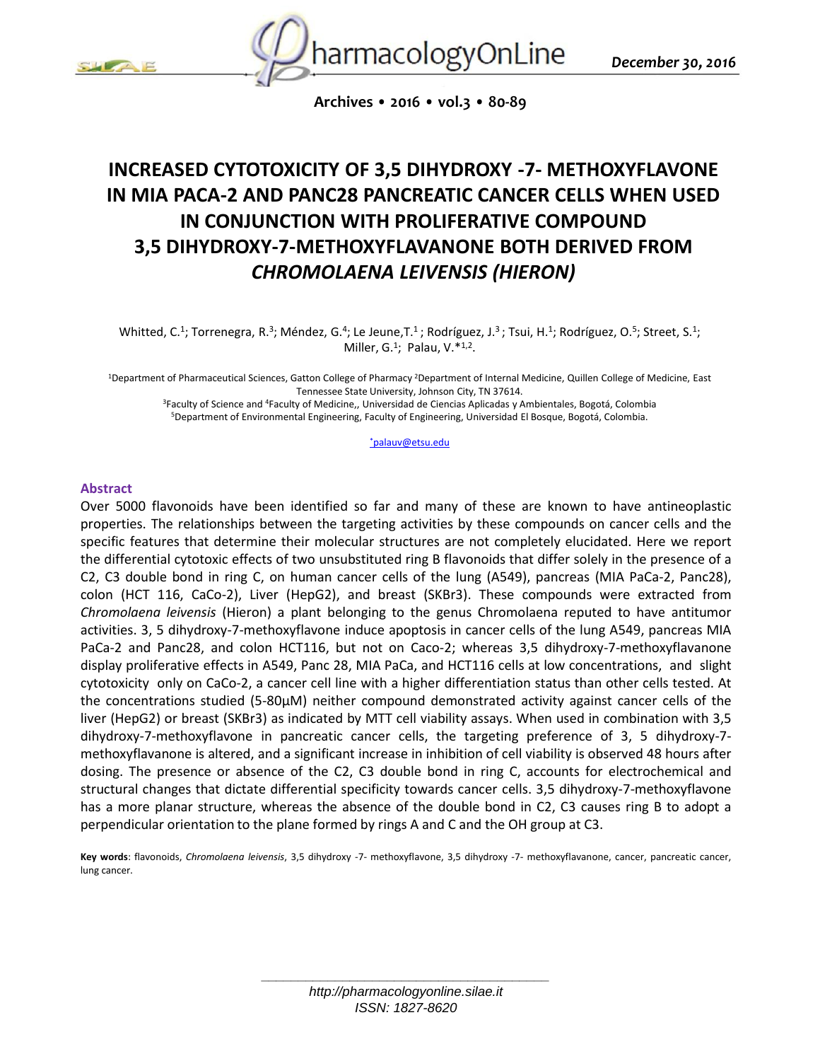# INCREASED CYTOTOXICITY OF 3,5 DIHYDROXY -7- METHOXYFLAVONE IN MIA PACA-2 AND PANC28 PANCREATIC CANCER CELLS WHEN USED IN CONJUNCTION WITH PROLIFERATIVE COMPOUND 3,5 DIHYDROXY-7-METHOXYFLAVANONE BOTH DERIVED FROM *CHROMOLAENA LEIVENSIS (HIERON)*

Whitted, C.[1]; Torrenegra, R.[3]; Méndez, G.[4]; Le Jeune,T.[1] ; Rodríguez, J.[3] ; Tsui, H.[1]; Rodríguez, O.[5]; Street, S.[1]; Miller, G.[1]; Palau, V.*[1,2].

[1]Department of Pharmaceutical Sciences, Gatton College of Pharmacy [2]Department of Internal Medicine, Quillen College of Medicine, East Tennessee State University, Johnson City, TN 37614.
[3]Faculty of Science and [4]Faculty of Medicine,, Universidad de Ciencias Aplicadas y Ambientales, Bogotá, Colombia
[5]Department of Environmental Engineering, Faculty of Engineering, Universidad El Bosque, Bogotá, Colombia.

*palauv@etsu.edu

## Abstract

Over 5000 flavonoids have been identified so far and many of these are known to have antineoplastic properties. The relationships between the targeting activities by these compounds on cancer cells and the specific features that determine their molecular structures are not completely elucidated. Here we report the differential cytotoxic effects of two unsubstituted ring B flavonoids that differ solely in the presence of a C2, C3 double bond in ring C, on human cancer cells of the lung (A549), pancreas (MIA PaCa-2, Panc28), colon (HCT 116, CaCo-2), Liver (HepG2), and breast (SKBr3). These compounds were extracted from *Chromolaena leivensis* (Hieron) a plant belonging to the genus Chromolaena reputed to have antitumor activities. 3, 5 dihydroxy-7-methoxyflavone induce apoptosis in cancer cells of the lung A549, pancreas MIA PaCa-2 and Panc28, and colon HCT116, but not on Caco-2; whereas 3,5 dihydroxy-7-methoxyflavanone display proliferative effects in A549, Panc 28, MIA PaCa, and HCT116 cells at low concentrations, and slight cytotoxicity only on CaCo-2, a cancer cell line with a higher differentiation status than other cells tested. At the concentrations studied (5-80μM) neither compound demonstrated activity against cancer cells of the liver (HepG2) or breast (SKBr3) as indicated by MTT cell viability assays. When used in combination with 3,5 dihydroxy-7-methoxyflavone in pancreatic cancer cells, the targeting preference of 3, 5 dihydroxy-7-methoxyflavanone is altered, and a significant increase in inhibition of cell viability is observed 48 hours after dosing. The presence or absence of the C2, C3 double bond in ring C, accounts for electrochemical and structural changes that dictate differential specificity towards cancer cells. 3,5 dihydroxy-7-methoxyflavone has a more planar structure, whereas the absence of the double bond in C2, C3 causes ring B to adopt a perpendicular orientation to the plane formed by rings A and C and the OH group at C3.

**Key words**: flavonoids, *Chromolaena leivensis*, 3,5 dihydroxy -7- methoxyflavone, 3,5 dihydroxy -7- methoxyflavanone, cancer, pancreatic cancer, lung cancer.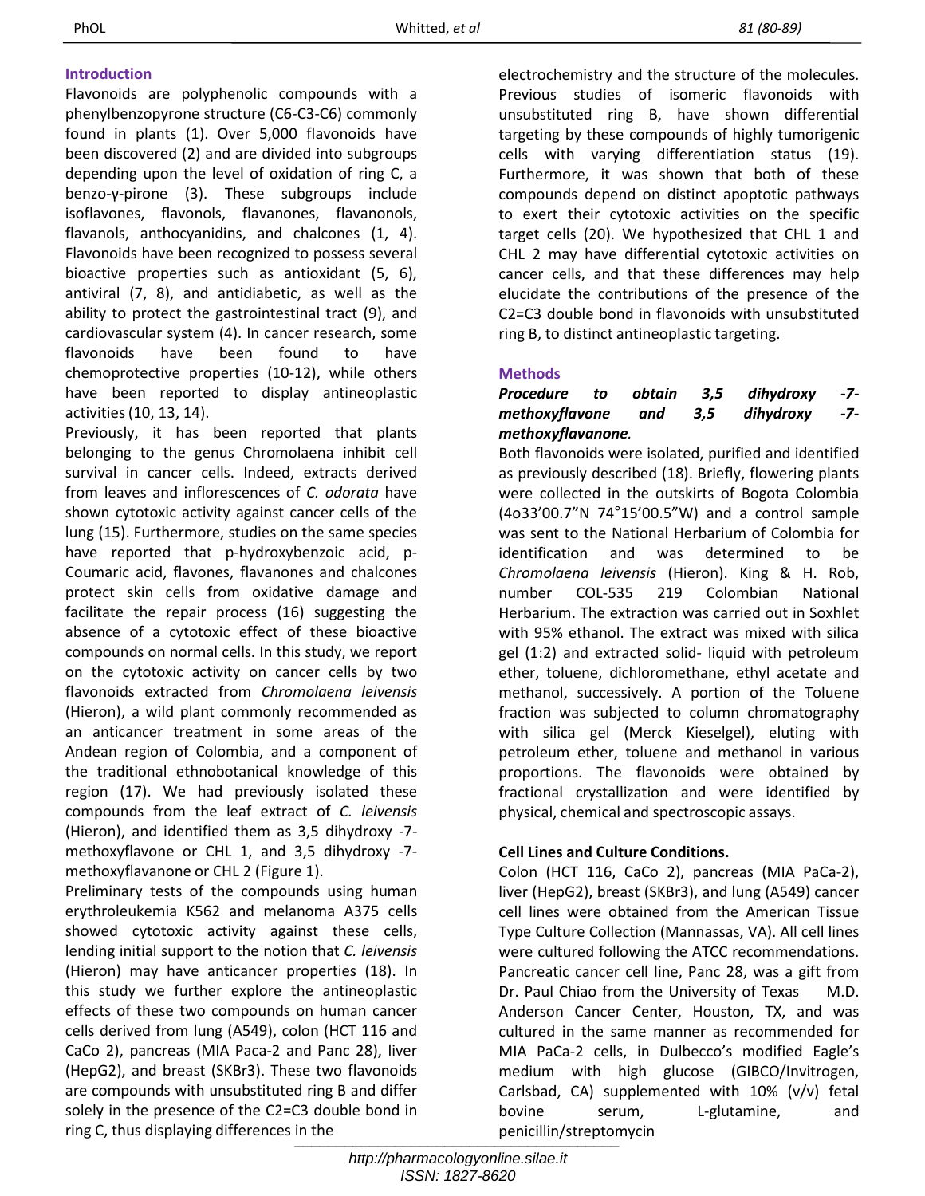## Introduction

Flavonoids are polyphenolic compounds with a phenylbenzopyrone structure (C6-C3-C6) commonly found in plants (1). Over 5,000 flavonoids have been discovered (2) and are divided into subgroups depending upon the level of oxidation of ring C, a benzo-γ-pirone (3). These subgroups include isoflavones, flavonols, flavanones, flavanonols, flavanols, anthocyanidins, and chalcones (1, 4). Flavonoids have been recognized to possess several bioactive properties such as antioxidant (5, 6), antiviral (7, 8), and antidiabetic, as well as the ability to protect the gastrointestinal tract (9), and cardiovascular system (4). In cancer research, some flavonoids have been found to have chemoprotective properties (10-12), while others have been reported to display antineoplastic activities (10, 13, 14).

Previously, it has been reported that plants belonging to the genus Chromolaena inhibit cell survival in cancer cells. Indeed, extracts derived from leaves and inflorescences of *C. odorata* have shown cytotoxic activity against cancer cells of the lung (15). Furthermore, studies on the same species have reported that p-hydroxybenzoic acid, p-Coumaric acid, flavones, flavanones and chalcones protect skin cells from oxidative damage and facilitate the repair process (16) suggesting the absence of a cytotoxic effect of these bioactive compounds on normal cells. In this study, we report on the cytotoxic activity on cancer cells by two flavonoids extracted from *Chromolaena leivensis* (Hieron), a wild plant commonly recommended as an anticancer treatment in some areas of the Andean region of Colombia, and a component of the traditional ethnobotanical knowledge of this region (17). We had previously isolated these compounds from the leaf extract of *C. leivensis* (Hieron), and identified them as 3,5 dihydroxy -7-methoxyflavone or CHL 1, and 3,5 dihydroxy -7-methoxyflavanone or CHL 2 (Figure 1).

Preliminary tests of the compounds using human erythroleukemia K562 and melanoma A375 cells showed cytotoxic activity against these cells, lending initial support to the notion that *C. leivensis* (Hieron) may have anticancer properties (18). In this study we further explore the antineoplastic effects of these two compounds on human cancer cells derived from lung (A549), colon (HCT 116 and CaCo 2), pancreas (MIA Paca-2 and Panc 28), liver (HepG2), and breast (SKBr3). These two flavonoids are compounds with unsubstituted ring B and differ solely in the presence of the C2=C3 double bond in ring C, thus displaying differences in the electrochemistry and the structure of the molecules. Previous studies of isomeric flavonoids with unsubstituted ring B, have shown differential targeting by these compounds of highly tumorigenic cells with varying differentiation status (19). Furthermore, it was shown that both of these compounds depend on distinct apoptotic pathways to exert their cytotoxic activities on the specific target cells (20). We hypothesized that CHL 1 and CHL 2 may have differential cytotoxic activities on cancer cells, and that these differences may help elucidate the contributions of the presence of the C2=C3 double bond in flavonoids with unsubstituted ring B, to distinct antineoplastic targeting.

## Methods

***Procedure to obtain 3,5 dihydroxy -7-methoxyflavone and 3,5 dihydroxy -7-methoxyflavanone.***

Both flavonoids were isolated, purified and identified as previously described (18). Briefly, flowering plants were collected in the outskirts of Bogota Colombia (4o33'00.7"N 74°15'00.5"W) and a control sample was sent to the National Herbarium of Colombia for identification and was determined to be *Chromolaena leivensis* (Hieron). King & H. Rob, number COL-535 219 Colombian National Herbarium. The extraction was carried out in Soxhlet with 95% ethanol. The extract was mixed with silica gel (1:2) and extracted solid- liquid with petroleum ether, toluene, dichloromethane, ethyl acetate and methanol, successively. A portion of the Toluene fraction was subjected to column chromatography with silica gel (Merck Kieselgel), eluting with petroleum ether, toluene and methanol in various proportions. The flavonoids were obtained by fractional crystallization and were identified by physical, chemical and spectroscopic assays.

**Cell Lines and Culture Conditions.**

Colon (HCT 116, CaCo 2), pancreas (MIA PaCa-2), liver (HepG2), breast (SKBr3), and lung (A549) cancer cell lines were obtained from the American Tissue Type Culture Collection (Mannassas, VA). All cell lines were cultured following the ATCC recommendations. Pancreatic cancer cell line, Panc 28, was a gift from Dr. Paul Chiao from the University of Texas M.D. Anderson Cancer Center, Houston, TX, and was cultured in the same manner as recommended for MIA PaCa-2 cells, in Dulbecco's modified Eagle's medium with high glucose (GIBCO/Invitrogen, Carlsbad, CA) supplemented with 10% (v/v) fetal bovine serum, L-glutamine, and penicillin/streptomycin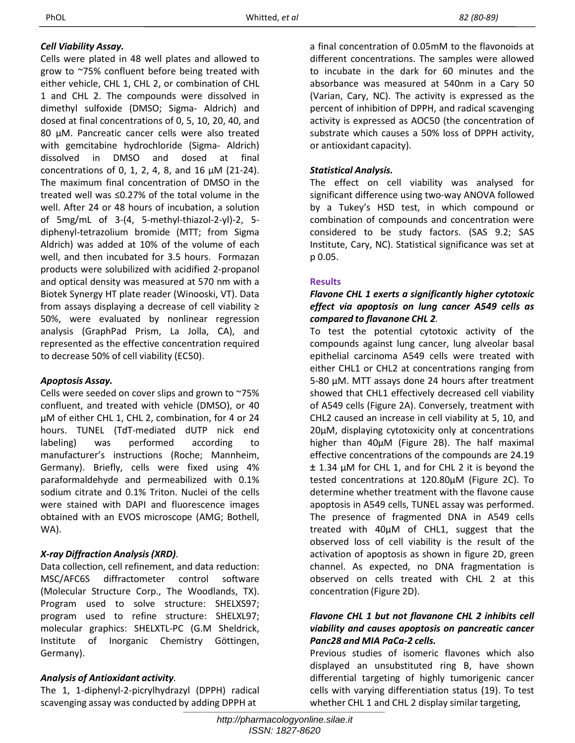### *Cell Viability Assay.*

Cells were plated in 48 well plates and allowed to grow to ~75% confluent before being treated with either vehicle, CHL 1, CHL 2, or combination of CHL 1 and CHL 2. The compounds were dissolved in dimethyl sulfoxide (DMSO; Sigma- Aldrich) and dosed at final concentrations of 0, 5, 10, 20, 40, and 80 μM. Pancreatic cancer cells were also treated with gemcitabine hydrochloride (Sigma- Aldrich) dissolved in DMSO and dosed at final concentrations of 0, 1, 2, 4, 8, and 16 μM (21-24). The maximum final concentration of DMSO in the treated well was ≤0.27% of the total volume in the well. After 24 or 48 hours of incubation, a solution of 5mg/mL of 3-(4, 5-methyl-thiazol-2-yl)-2, 5-diphenyl-tetrazolium bromide (MTT; from Sigma Aldrich) was added at 10% of the volume of each well, and then incubated for 3.5 hours. Formazan products were solubilized with acidified 2-propanol and optical density was measured at 570 nm with a Biotek Synergy HT plate reader (Winooski, VT). Data from assays displaying a decrease of cell viability ≥ 50%, were evaluated by nonlinear regression analysis (GraphPad Prism, La Jolla, CA), and represented as the effective concentration required to decrease 50% of cell viability (EC50).

### *Apoptosis Assay.*

Cells were seeded on cover slips and grown to ~75% confluent, and treated with vehicle (DMSO), or 40 μM of either CHL 1, CHL 2, combination, for 4 or 24 hours. TUNEL (TdT-mediated dUTP nick end labeling) was performed according to manufacturer's instructions (Roche; Mannheim, Germany). Briefly, cells were fixed using 4% paraformaldehyde and permeabilized with 0.1% sodium citrate and 0.1% Triton. Nuclei of the cells were stained with DAPI and fluorescence images obtained with an EVOS microscope (AMG; Bothell, WA).

### *X-ray Diffraction Analysis (XRD).*

Data collection, cell refinement, and data reduction: MSC/AFC6S diffractometer control software (Molecular Structure Corp., The Woodlands, TX). Program used to solve structure: SHELXS97; program used to refine structure: SHELXL97; molecular graphics: SHELXTL-PC (G.M Sheldrick, Institute of Inorganic Chemistry Göttingen, Germany).

### *Analysis of Antioxidant activity.*

The 1, 1-diphenyl-2-picrylhydrazyl (DPPH) radical scavenging assay was conducted by adding DPPH at a final concentration of 0.05mM to the flavonoids at different concentrations. The samples were allowed to incubate in the dark for 60 minutes and the absorbance was measured at 540nm in a Cary 50 (Varian, Cary, NC). The activity is expressed as the percent of inhibition of DPPH, and radical scavenging activity is expressed as AOC50 (the concentration of substrate which causes a 50% loss of DPPH activity, or antioxidant capacity).

### *Statistical Analysis.*

The effect on cell viability was analysed for significant difference using two-way ANOVA followed by a Tukey's HSD test, in which compound or combination of compounds and concentration were considered to be study factors. (SAS 9.2; SAS Institute, Cary, NC). Statistical significance was set at p 0.05.

## Results

### *Flavone CHL 1 exerts a significantly higher cytotoxic effect via apoptosis on lung cancer A549 cells as compared to flavanone CHL 2.*

To test the potential cytotoxic activity of the compounds against lung cancer, lung alveolar basal epithelial carcinoma A549 cells were treated with either CHL1 or CHL2 at concentrations ranging from 5-80 μM. MTT assays done 24 hours after treatment showed that CHL1 effectively decreased cell viability of A549 cells (Figure 2A). Conversely, treatment with CHL2 caused an increase in cell viability at 5, 10, and 20μM, displaying cytotoxicity only at concentrations higher than 40μM (Figure 2B). The half maximal effective concentrations of the compounds are 24.19 ± 1.34 μM for CHL 1, and for CHL 2 it is beyond the tested concentrations at 120.80μM (Figure 2C). To determine whether treatment with the flavone cause apoptosis in A549 cells, TUNEL assay was performed. The presence of fragmented DNA in A549 cells treated with 40μM of CHL1, suggest that the observed loss of cell viability is the result of the activation of apoptosis as shown in figure 2D, green channel. As expected, no DNA fragmentation is observed on cells treated with CHL 2 at this concentration (Figure 2D).

### *Flavone CHL 1 but not flavanone CHL 2 inhibits cell viability and causes apoptosis on pancreatic cancer Panc28 and MIA PaCa-2 cells.*

Previous studies of isomeric flavones which also displayed an unsubstituted ring B, have shown differential targeting of highly tumorigenic cancer cells with varying differentiation status (19). To test whether CHL 1 and CHL 2 display similar targeting,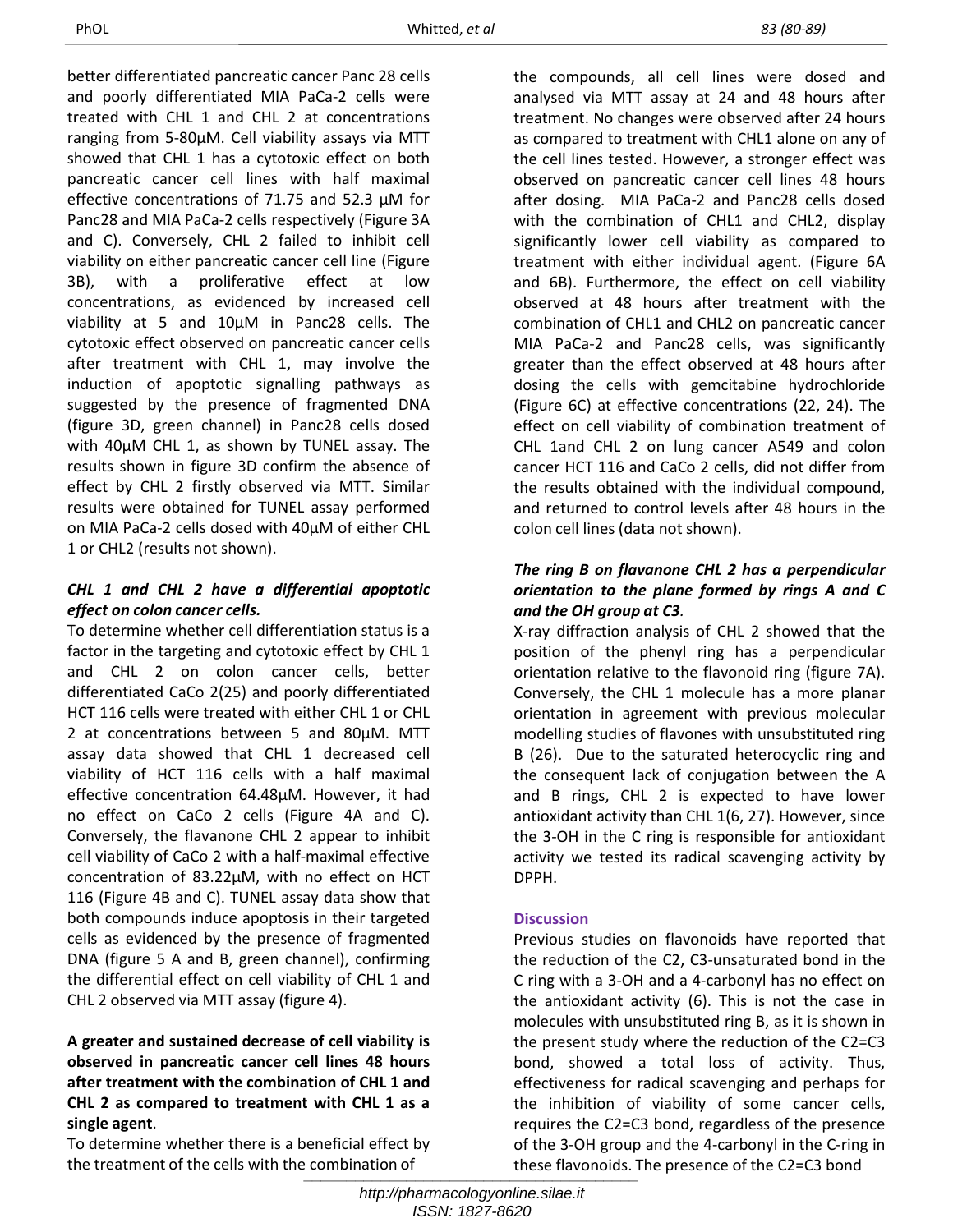better differentiated pancreatic cancer Panc 28 cells and poorly differentiated MIA PaCa-2 cells were treated with CHL 1 and CHL 2 at concentrations ranging from 5-80µM. Cell viability assays via MTT showed that CHL 1 has a cytotoxic effect on both pancreatic cancer cell lines with half maximal effective concentrations of 71.75 and 52.3 µM for Panc28 and MIA PaCa-2 cells respectively (Figure 3A and C). Conversely, CHL 2 failed to inhibit cell viability on either pancreatic cancer cell line (Figure 3B), with a proliferative effect at low concentrations, as evidenced by increased cell viability at 5 and 10µM in Panc28 cells. The cytotoxic effect observed on pancreatic cancer cells after treatment with CHL 1, may involve the induction of apoptotic signalling pathways as suggested by the presence of fragmented DNA (figure 3D, green channel) in Panc28 cells dosed with 40µM CHL 1, as shown by TUNEL assay. The results shown in figure 3D confirm the absence of effect by CHL 2 firstly observed via MTT. Similar results were obtained for TUNEL assay performed on MIA PaCa-2 cells dosed with 40µM of either CHL 1 or CHL2 (results not shown).

### *CHL 1 and CHL 2 have a differential apoptotic effect on colon cancer cells.*

To determine whether cell differentiation status is a factor in the targeting and cytotoxic effect by CHL 1 and CHL 2 on colon cancer cells, better differentiated CaCo 2(25) and poorly differentiated HCT 116 cells were treated with either CHL 1 or CHL 2 at concentrations between 5 and 80µM. MTT assay data showed that CHL 1 decreased cell viability of HCT 116 cells with a half maximal effective concentration 64.48µM. However, it had no effect on CaCo 2 cells (Figure 4A and C). Conversely, the flavanone CHL 2 appear to inhibit cell viability of CaCo 2 with a half-maximal effective concentration of 83.22µM, with no effect on HCT 116 (Figure 4B and C). TUNEL assay data show that both compounds induce apoptosis in their targeted cells as evidenced by the presence of fragmented DNA (figure 5 A and B, green channel), confirming the differential effect on cell viability of CHL 1 and CHL 2 observed via MTT assay (figure 4).

### **A greater and sustained decrease of cell viability is observed in pancreatic cancer cell lines 48 hours after treatment with the combination of CHL 1 and CHL 2 as compared to treatment with CHL 1 as a single agent**.

To determine whether there is a beneficial effect by the treatment of the cells with the combination of the compounds, all cell lines were dosed and analysed via MTT assay at 24 and 48 hours after treatment. No changes were observed after 24 hours as compared to treatment with CHL1 alone on any of the cell lines tested. However, a stronger effect was observed on pancreatic cancer cell lines 48 hours after dosing. MIA PaCa-2 and Panc28 cells dosed with the combination of CHL1 and CHL2, display significantly lower cell viability as compared to treatment with either individual agent. (Figure 6A and 6B). Furthermore, the effect on cell viability observed at 48 hours after treatment with the combination of CHL1 and CHL2 on pancreatic cancer MIA PaCa-2 and Panc28 cells, was significantly greater than the effect observed at 48 hours after dosing the cells with gemcitabine hydrochloride (Figure 6C) at effective concentrations (22, 24). The effect on cell viability of combination treatment of CHL 1and CHL 2 on lung cancer A549 and colon cancer HCT 116 and CaCo 2 cells, did not differ from the results obtained with the individual compound, and returned to control levels after 48 hours in the colon cell lines (data not shown).

### *The ring B on flavanone CHL 2 has a perpendicular orientation to the plane formed by rings A and C and the OH group at C3.*

X-ray diffraction analysis of CHL 2 showed that the position of the phenyl ring has a perpendicular orientation relative to the flavonoid ring (figure 7A). Conversely, the CHL 1 molecule has a more planar orientation in agreement with previous molecular modelling studies of flavones with unsubstituted ring B (26). Due to the saturated heterocyclic ring and the consequent lack of conjugation between the A and B rings, CHL 2 is expected to have lower antioxidant activity than CHL 1(6, 27). However, since the 3-OH in the C ring is responsible for antioxidant activity we tested its radical scavenging activity by DPPH.

## Discussion

Previous studies on flavonoids have reported that the reduction of the C2, C3-unsaturated bond in the C ring with a 3-OH and a 4-carbonyl has no effect on the antioxidant activity (6). This is not the case in molecules with unsubstituted ring B, as it is shown in the present study where the reduction of the C2=C3 bond, showed a total loss of activity. Thus, effectiveness for radical scavenging and perhaps for the inhibition of viability of some cancer cells, requires the C2=C3 bond, regardless of the presence of the 3-OH group and the 4-carbonyl in the C-ring in these flavonoids. The presence of the C2=C3 bond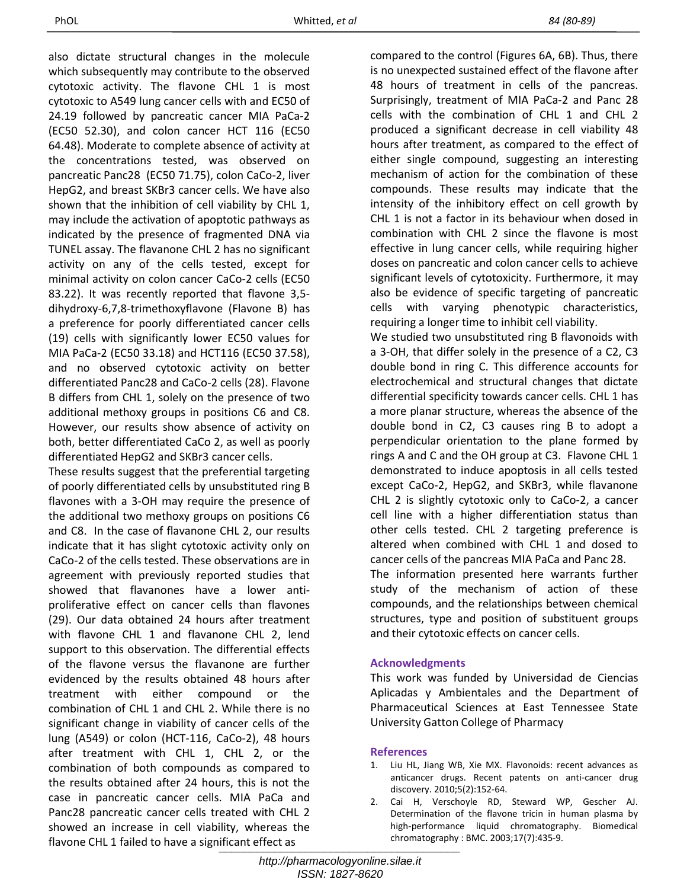also dictate structural changes in the molecule which subsequently may contribute to the observed cytotoxic activity. The flavone CHL 1 is most cytotoxic to A549 lung cancer cells with and EC50 of 24.19 followed by pancreatic cancer MIA PaCa-2 (EC50 52.30), and colon cancer HCT 116 (EC50 64.48). Moderate to complete absence of activity at the concentrations tested, was observed on pancreatic Panc28 (EC50 71.75), colon CaCo-2, liver HepG2, and breast SKBr3 cancer cells. We have also shown that the inhibition of cell viability by CHL 1, may include the activation of apoptotic pathways as indicated by the presence of fragmented DNA via TUNEL assay. The flavanone CHL 2 has no significant activity on any of the cells tested, except for minimal activity on colon cancer CaCo-2 cells (EC50 83.22). It was recently reported that flavone 3,5-dihydroxy-6,7,8-trimethoxyflavone (Flavone B) has a preference for poorly differentiated cancer cells (19) cells with significantly lower EC50 values for MIA PaCa-2 (EC50 33.18) and HCT116 (EC50 37.58), and no observed cytotoxic activity on better differentiated Panc28 and CaCo-2 cells (28). Flavone B differs from CHL 1, solely on the presence of two additional methoxy groups in positions C6 and C8. However, our results show absence of activity on both, better differentiated CaCo 2, as well as poorly differentiated HepG2 and SKBr3 cancer cells.

These results suggest that the preferential targeting of poorly differentiated cells by unsubstituted ring B flavones with a 3-OH may require the presence of the additional two methoxy groups on positions C6 and C8. In the case of flavanone CHL 2, our results indicate that it has slight cytotoxic activity only on CaCo-2 of the cells tested. These observations are in agreement with previously reported studies that showed that flavanones have a lower anti-proliferative effect on cancer cells than flavones (29). Our data obtained 24 hours after treatment with flavone CHL 1 and flavanone CHL 2, lend support to this observation. The differential effects of the flavone versus the flavanone are further evidenced by the results obtained 48 hours after treatment with either compound or the combination of CHL 1 and CHL 2. While there is no significant change in viability of cancer cells of the lung (A549) or colon (HCT-116, CaCo-2), 48 hours after treatment with CHL 1, CHL 2, or the combination of both compounds as compared to the results obtained after 24 hours, this is not the case in pancreatic cancer cells. MIA PaCa and Panc28 pancreatic cancer cells treated with CHL 2 showed an increase in cell viability, whereas the flavone CHL 1 failed to have a significant effect as compared to the control (Figures 6A, 6B). Thus, there is no unexpected sustained effect of the flavone after 48 hours of treatment in cells of the pancreas. Surprisingly, treatment of MIA PaCa-2 and Panc 28 cells with the combination of CHL 1 and CHL 2 produced a significant decrease in cell viability 48 hours after treatment, as compared to the effect of either single compound, suggesting an interesting mechanism of action for the combination of these compounds. These results may indicate that the intensity of the inhibitory effect on cell growth by CHL 1 is not a factor in its behaviour when dosed in combination with CHL 2 since the flavone is most effective in lung cancer cells, while requiring higher doses on pancreatic and colon cancer cells to achieve significant levels of cytotoxicity. Furthermore, it may also be evidence of specific targeting of pancreatic cells with varying phenotypic characteristics, requiring a longer time to inhibit cell viability.

We studied two unsubstituted ring B flavonoids with a 3-OH, that differ solely in the presence of a C2, C3 double bond in ring C. This difference accounts for electrochemical and structural changes that dictate differential specificity towards cancer cells. CHL 1 has a more planar structure, whereas the absence of the double bond in C2, C3 causes ring B to adopt a perpendicular orientation to the plane formed by rings A and C and the OH group at C3. Flavone CHL 1 demonstrated to induce apoptosis in all cells tested except CaCo-2, HepG2, and SKBr3, while flavanone CHL 2 is slightly cytotoxic only to CaCo-2, a cancer cell line with a higher differentiation status than other cells tested. CHL 2 targeting preference is altered when combined with CHL 1 and dosed to cancer cells of the pancreas MIA PaCa and Panc 28.

The information presented here warrants further study of the mechanism of action of these compounds, and the relationships between chemical structures, type and position of substituent groups and their cytotoxic effects on cancer cells.

## Acknowledgments

This work was funded by Universidad de Ciencias Aplicadas y Ambientales and the Department of Pharmaceutical Sciences at East Tennessee State University Gatton College of Pharmacy

## References

1. Liu HL, Jiang WB, Xie MX. Flavonoids: recent advances as anticancer drugs. Recent patents on anti-cancer drug discovery. 2010;5(2):152-64.
2. Cai H, Verschoyle RD, Steward WP, Gescher AJ. Determination of the flavone tricin in human plasma by high-performance liquid chromatography. Biomedical chromatography : BMC. 2003;17(7):435-9.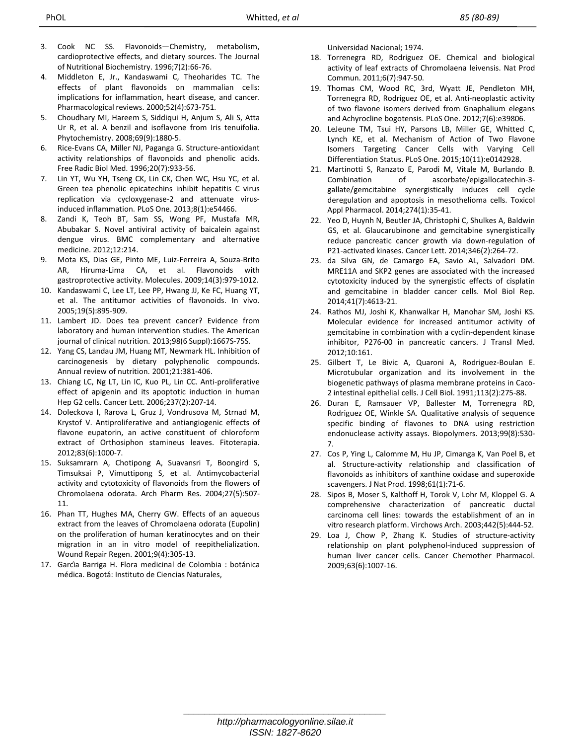3. Cook NC SS. Flavonoids—Chemistry, metabolism, cardioprotective effects, and dietary sources. The Journal of Nutritional Biochemistry. 1996;7(2):66-76.
4. Middleton E, Jr., Kandaswami C, Theoharides TC. The effects of plant flavonoids on mammalian cells: implications for inflammation, heart disease, and cancer. Pharmacological reviews. 2000;52(4):673-751.
5. Choudhary MI, Hareem S, Siddiqui H, Anjum S, Ali S, Atta Ur R, et al. A benzil and isoflavone from Iris tenuifolia. Phytochemistry. 2008;69(9):1880-5.
6. Rice-Evans CA, Miller NJ, Paganga G. Structure-antioxidant activity relationships of flavonoids and phenolic acids. Free Radic Biol Med. 1996;20(7):933-56.
7. Lin YT, Wu YH, Tseng CK, Lin CK, Chen WC, Hsu YC, et al. Green tea phenolic epicatechins inhibit hepatitis C virus replication via cycloxygenase-2 and attenuate virus-induced inflammation. PLoS One. 2013;8(1):e54466.
8. Zandi K, Teoh BT, Sam SS, Wong PF, Mustafa MR, Abubakar S. Novel antiviral activity of baicalein against dengue virus. BMC complementary and alternative medicine. 2012;12:214.
9. Mota KS, Dias GE, Pinto ME, Luiz-Ferreira A, Souza-Brito AR, Hiruma-Lima CA, et al. Flavonoids with gastroprotective activity. Molecules. 2009;14(3):979-1012.
10. Kandaswami C, Lee LT, Lee PP, Hwang JJ, Ke FC, Huang YT, et al. The antitumor activities of flavonoids. In vivo. 2005;19(5):895-909.
11. Lambert JD. Does tea prevent cancer? Evidence from laboratory and human intervention studies. The American journal of clinical nutrition. 2013;98(6 Suppl):1667S-75S.
12. Yang CS, Landau JM, Huang MT, Newmark HL. Inhibition of carcinogenesis by dietary polyphenolic compounds. Annual review of nutrition. 2001;21:381-406.
13. Chiang LC, Ng LT, Lin IC, Kuo PL, Lin CC. Anti-proliferative effect of apigenin and its apoptotic induction in human Hep G2 cells. Cancer Lett. 2006;237(2):207-14.
14. Doleckova I, Rarova L, Gruz J, Vondrusova M, Strnad M, Krystof V. Antiproliferative and antiangiogenic effects of flavone eupatorin, an active constituent of chloroform extract of Orthosiphon stamineus leaves. Fitoterapia. 2012;83(6):1000-7.
15. Suksamrarn A, Chotipong A, Suavansri T, Boongird S, Timsuksai P, Vimuttipong S, et al. Antimycobacterial activity and cytotoxicity of flavonoids from the flowers of Chromolaena odorata. Arch Pharm Res. 2004;27(5):507-11.
16. Phan TT, Hughes MA, Cherry GW. Effects of an aqueous extract from the leaves of Chromolaena odorata (Eupolin) on the proliferation of human keratinocytes and on their migration in an in vitro model of reepithelialization. Wound Repair Regen. 2001;9(4):305-13.
17. Garcîa Barriga H. Flora medicinal de Colombia : botánica médica. Bogotá: Instituto de Ciencias Naturales, Universidad Nacional; 1974.
18. Torrenegra RD, Rodriguez OE. Chemical and biological activity of leaf extracts of Chromolaena leivensis. Nat Prod Commun. 2011;6(7):947-50.
19. Thomas CM, Wood RC, 3rd, Wyatt JE, Pendleton MH, Torrenegra RD, Rodriguez OE, et al. Anti-neoplastic activity of two flavone isomers derived from Gnaphalium elegans and Achyrocline bogotensis. PLoS One. 2012;7(6):e39806.
20. LeJeune TM, Tsui HY, Parsons LB, Miller GE, Whitted C, Lynch KE, et al. Mechanism of Action of Two Flavone Isomers Targeting Cancer Cells with Varying Cell Differentiation Status. PLoS One. 2015;10(11):e0142928.
21. Martinotti S, Ranzato E, Parodi M, Vitale M, Burlando B. Combination of ascorbate/epigallocatechin-3-gallate/gemcitabine synergistically induces cell cycle deregulation and apoptosis in mesothelioma cells. Toxicol Appl Pharmacol. 2014;274(1):35-41.
22. Yeo D, Huynh N, Beutler JA, Christophi C, Shulkes A, Baldwin GS, et al. Glaucarubinone and gemcitabine synergistically reduce pancreatic cancer growth via down-regulation of P21-activated kinases. Cancer Lett. 2014;346(2):264-72.
23. da Silva GN, de Camargo EA, Savio AL, Salvadori DM. MRE11A and SKP2 genes are associated with the increased cytotoxicity induced by the synergistic effects of cisplatin and gemcitabine in bladder cancer cells. Mol Biol Rep. 2014;41(7):4613-21.
24. Rathos MJ, Joshi K, Khanwalkar H, Manohar SM, Joshi KS. Molecular evidence for increased antitumor activity of gemcitabine in combination with a cyclin-dependent kinase inhibitor, P276-00 in pancreatic cancers. J Transl Med. 2012;10:161.
25. Gilbert T, Le Bivic A, Quaroni A, Rodriguez-Boulan E. Microtubular organization and its involvement in the biogenetic pathways of plasma membrane proteins in Caco-2 intestinal epithelial cells. J Cell Biol. 1991;113(2):275-88.
26. Duran E, Ramsauer VP, Ballester M, Torrenegra RD, Rodriguez OE, Winkle SA. Qualitative analysis of sequence specific binding of flavones to DNA using restriction endonuclease activity assays. Biopolymers. 2013;99(8):530-7.
27. Cos P, Ying L, Calomme M, Hu JP, Cimanga K, Van Poel B, et al. Structure-activity relationship and classification of flavonoids as inhibitors of xanthine oxidase and superoxide scavengers. J Nat Prod. 1998;61(1):71-6.
28. Sipos B, Moser S, Kalthoff H, Torok V, Lohr M, Kloppel G. A comprehensive characterization of pancreatic ductal carcinoma cell lines: towards the establishment of an in vitro research platform. Virchows Arch. 2003;442(5):444-52.
29. Loa J, Chow P, Zhang K. Studies of structure-activity relationship on plant polyphenol-induced suppression of human liver cancer cells. Cancer Chemother Pharmacol. 2009;63(6):1007-16.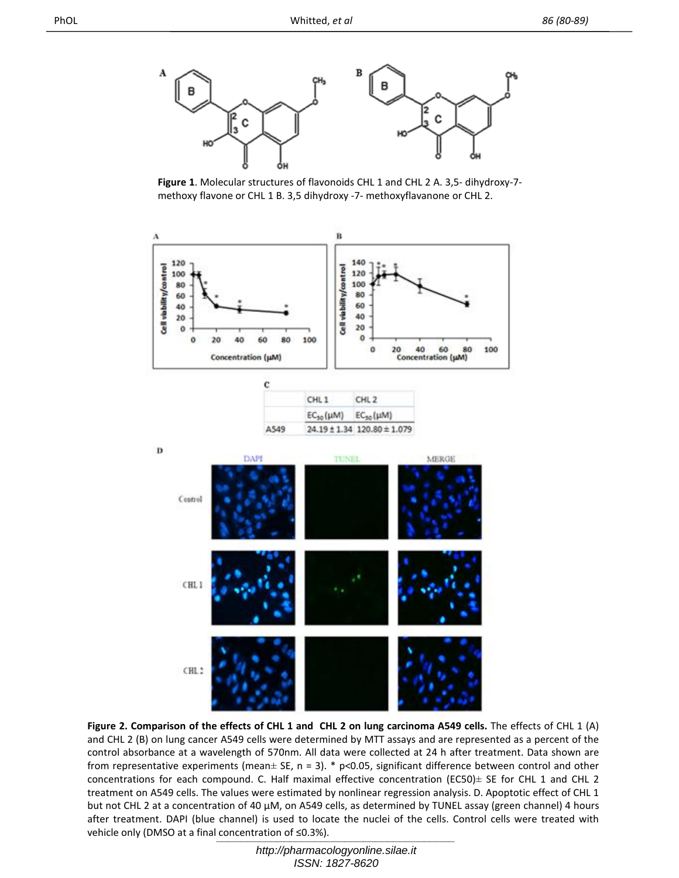A

B

Figure 1. Molecular structures of flavonoids CHL 1 and CHL 2 A. 3,5- dihydroxy-7-methoxy flavone or CHL 1 B. 3,5 dihydroxy -7- methoxyflavanone or CHL 2.

A

Cell viability/control

120
100
80
60
40
20
0

0 20 40 60 80 100

Concentration (μM)

B

Cell viability/control

140
120
100
80
60
40
20
0

0 20 40 60 80 100

Concentration (μM)

C

| | CHL 1 | CHL 2 |
|---|---|---|
| | $EC_{50}$ (μM) | $EC_{50}$ (μM) |
| A549 | 24.19 ± 1.34 | 120.80 ± 1.079 |

D

DAPI TUNEL MERGE

Control

CHL 1

CHL 2

**Figure 2. Comparison of the effects of CHL 1 and CHL 2 on lung carcinoma A549 cells.** The effects of CHL 1 (A) and CHL 2 (B) on lung cancer A549 cells were determined by MTT assays and are represented as a percent of the control absorbance at a wavelength of 570nm. All data were collected at 24 h after treatment. Data shown are from representative experiments (mean± SE, n = 3). * $p<0.05$, significant difference between control and other concentrations for each compound. C. Half maximal effective concentration (EC50)± SE for CHL 1 and CHL 2 treatment on A549 cells. The values were estimated by nonlinear regression analysis. D. Apoptotic effect of CHL 1 but not CHL 2 at a concentration of 40 μM, on A549 cells, as determined by TUNEL assay (green channel) 4 hours after treatment. DAPI (blue channel) is used to locate the nuclei of the cells. Control cells were treated with vehicle only (DMSO at a final concentration of ≤0.3%).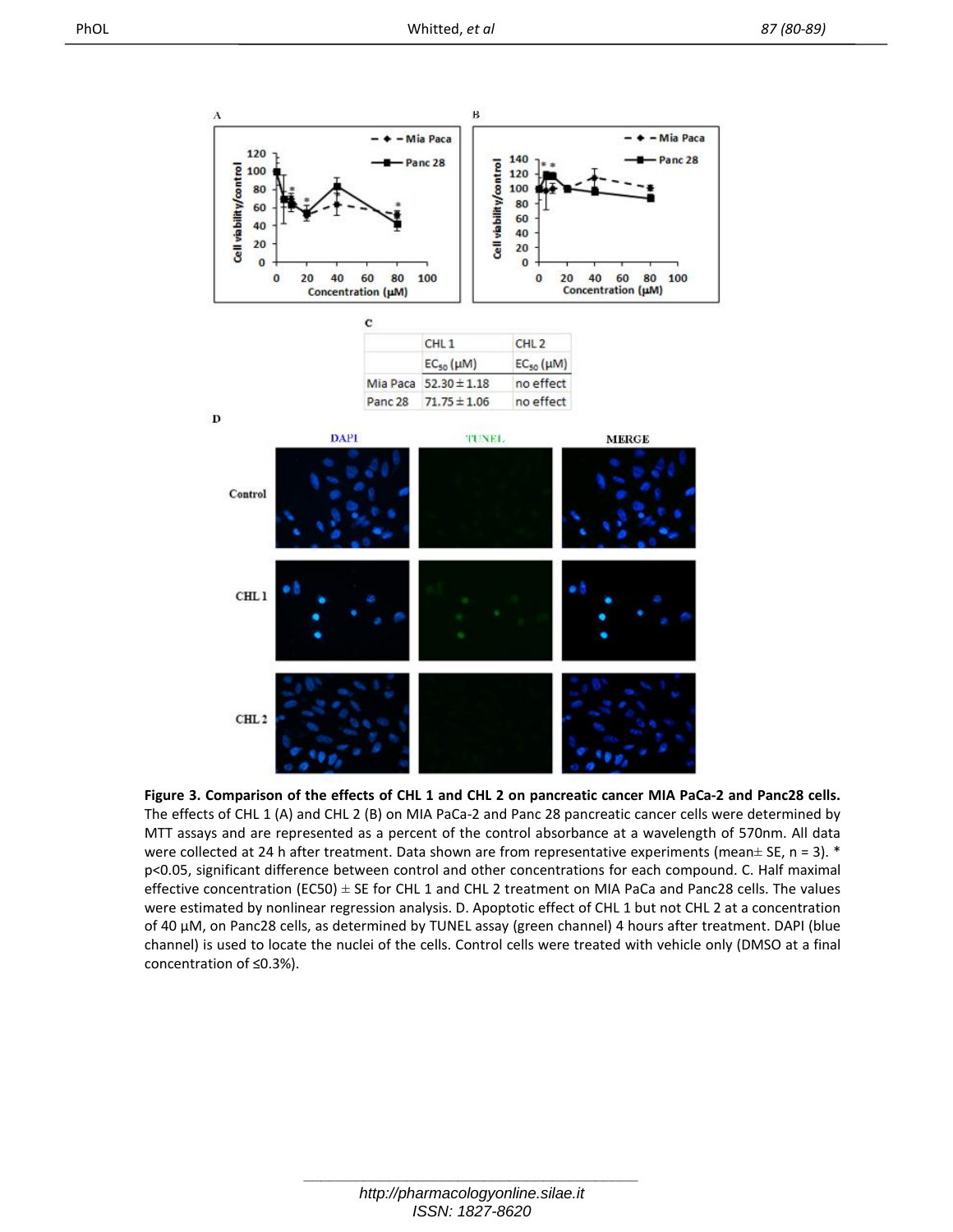A

- ◆ - Mia Paca

—■— Panc 28

Cell viability/control

Concentration (μM)

B

- ◆ - Mia Paca

—■— Panc 28

Cell viability/control

Concentration (μM)

C

| | CHL 1 | CHL 2 |
|---|---|---|
| | $EC_{50}$ (μM) | $EC_{50}$ (μM) |
| Mia Paca | 52.30 ± 1.18 | no effect |
| Panc 28 | 71.75 ± 1.06 | no effect |

D

DAPI

TUNEL

MERGE

Control

CHL 1

CHL 2

**Figure 3. Comparison of the effects of CHL 1 and CHL 2 on pancreatic cancer MIA PaCa-2 and Panc28 cells.** The effects of CHL 1 (A) and CHL 2 (B) on MIA PaCa-2 and Panc 28 pancreatic cancer cells were determined by MTT assays and are represented as a percent of the control absorbance at a wavelength of 570nm. All data were collected at 24 h after treatment. Data shown are from representative experiments (mean± SE, n = 3). * p<0.05, significant difference between control and other concentrations for each compound. C. Half maximal effective concentration (EC50) ± SE for CHL 1 and CHL 2 treatment on MIA PaCa and Panc28 cells. The values were estimated by nonlinear regression analysis. D. Apoptotic effect of CHL 1 but not CHL 2 at a concentration of 40 μM, on Panc28 cells, as determined by TUNEL assay (green channel) 4 hours after treatment. DAPI (blue channel) is used to locate the nuclei of the cells. Control cells were treated with vehicle only (DMSO at a final concentration of ≤0.3%).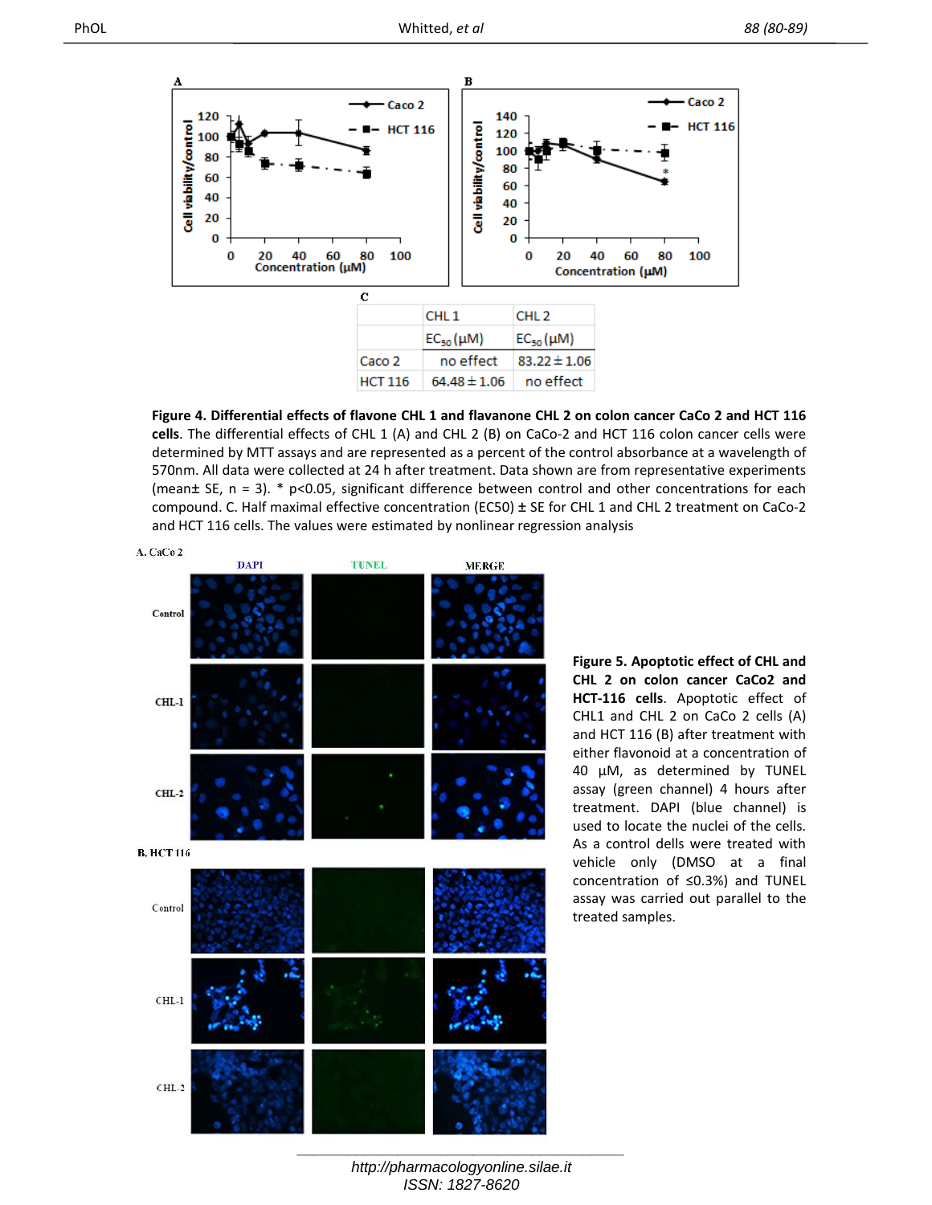A

Cell viability/control

120
100
80
60
40
20
0

0 20 40 60 80 100

Concentration (µM)

Caco 2

HCT 116

B

Cell viability/control

140
120
100
80
60
40
20
0

0 20 40 60 80 100

Concentration (µM)

Caco 2

HCT 116

*

C

| | CHL 1 | CHL 2 |
|---|---|---|
| | $EC_{50}$ (µM) | $EC_{50}$ (µM) |
| Caco 2 | no effect | 83.22 ± 1.06 |
| HCT 116 | 64.48 ± 1.06 | no effect |

**Figure 4. Differential effects of flavone CHL 1 and flavanone CHL 2 on colon cancer CaCo 2 and HCT 116 cells**. The differential effects of CHL 1 (A) and CHL 2 (B) on CaCo-2 and HCT 116 colon cancer cells were determined by MTT assays and are represented as a percent of the control absorbance at a wavelength of 570nm. All data were collected at 24 h after treatment. Data shown are from representative experiments (mean± SE, n = 3). * p<0.05, significant difference between control and other concentrations for each compound. C. Half maximal effective concentration (EC50) ± SE for CHL 1 and CHL 2 treatment on CaCo-2 and HCT 116 cells. The values were estimated by nonlinear regression analysis

A. CaCo 2

DAPI TUNEL MERGE

Control

CHL-1

CHL-2

B. HCT 116

Control

CHL-1

CHL-2

**Figure 5. Apoptotic effect of CHL and CHL 2 on colon cancer CaCo2 and HCT-116 cells**. Apoptotic effect of CHL1 and CHL 2 on CaCo 2 cells (A) and HCT 116 (B) after treatment with either flavonoid at a concentration of 40 µM, as determined by TUNEL assay (green channel) 4 hours after treatment. DAPI (blue channel) is used to locate the nuclei of the cells. As a control dells were treated with vehicle only (DMSO at a final concentration of ≤0.3%) and TUNEL assay was carried out parallel to the treated samples.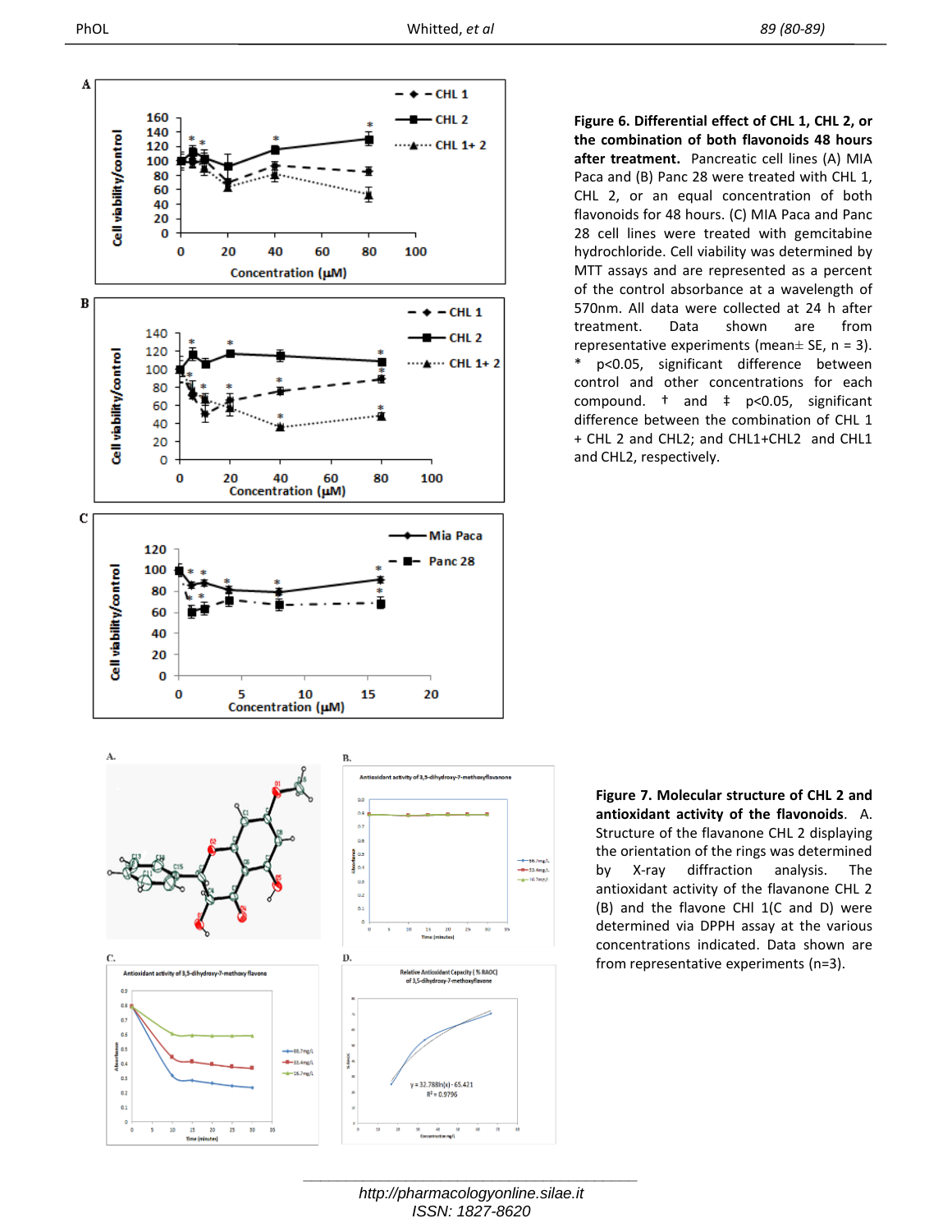A

CHL 1
CHL 2
CHL 1+ 2

Cell viability/control

160
140
120
100
80
60
40
20
0

0 20 40 60 80 100

Concentration (μM)

B

CHL 1
CHL 2
CHL 1+ 2

Cell viability/control

140
120
100
80
60
40
20
0

0 20 40 60 80 100

Concentration (μM)

C

Mia Paca
Panc 28

Cell viability/control

120
100
80
60
40
20
0

0 5 10 15 20

Concentration (μM)

**Figure 6. Differential effect of CHL 1, CHL 2, or the combination of both flavonoids 48 hours after treatment.** Pancreatic cell lines (A) MIA Paca and (B) Panc 28 were treated with CHL 1, CHL 2, or an equal concentration of both flavonoids for 48 hours. (C) MIA Paca and Panc 28 cell lines were treated with gemcitabine hydrochloride. Cell viability was determined by MTT assays and are represented as a percent of the control absorbance at a wavelength of 570nm. All data were collected at 24 h after treatment. Data shown are from representative experiments (mean± SE, n = 3). * p<0.05, significant difference between control and other concentrations for each compound. † and ‡ p<0.05, significant difference between the combination of CHL 1 + CHL 2 and CHL2; and CHL1+CHL2 and CHL1 and CHL2, respectively.

A.

B.

Antioxidant activity of 3,5-dihydroxy-7-methoxyflavanone

C.

Antioxidant activity of 3,5-dihydroxy-7-methoxy flavone

D.

Relative Antioxidant Capacity (% RAOC) of 3,5-dihydroxy-7-methoxyflavone

y = 32.788ln(x) - 65.421
R² = 0.9796

**Figure 7. Molecular structure of CHL 2 and antioxidant activity of the flavonoids.** A. Structure of the flavanone CHL 2 displaying the orientation of the rings was determined by X-ray diffraction analysis. The antioxidant activity of the flavanone CHL 2 (B) and the flavone CHl 1(C and D) were determined via DPPH assay at the various concentrations indicated. Data shown are from representative experiments (n=3).